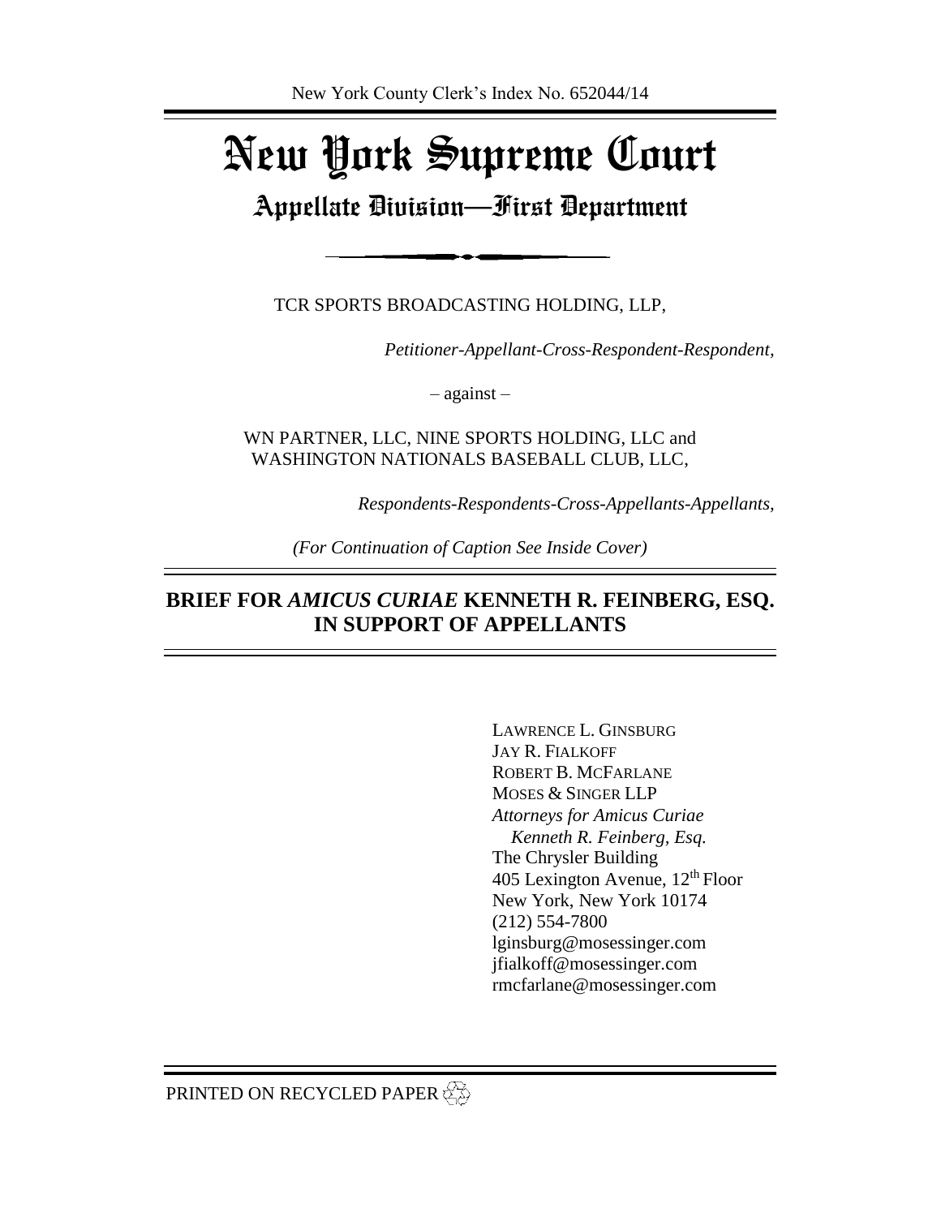New York County Clerk's Index No. 652044/14

# New York Supreme Court

## Appellate Division—First Department

TCR SPORTS BROADCASTING HOLDING, LLP,

*Petitioner-Appellant-Cross-Respondent-Respondent,*

– against –

WN PARTNER, LLC, NINE SPORTS HOLDING, LLC and WASHINGTON NATIONALS BASEBALL CLUB, LLC,

*Respondents-Respondents-Cross-Appellants-Appellants,*

*(For Continuation of Caption See Inside Cover)*

## BRIEF FOR *AMICUS CURIAE* KENNETH R. FEINBERG, ESQ. IN SUPPORT OF APPELLANTS

LAWRENCE L. GINSBURG
JAY R. FIALKOFF
ROBERT B. MCFARLANE
MOSES & SINGER LLP
*Attorneys for Amicus Curiae*
*Kenneth R. Feinberg, Esq.*
The Chrysler Building
405 Lexington Avenue, 12th Floor
New York, New York 10174
(212) 554-7800
lginsburg@mosessinger.com
jfialkoff@mosessinger.com
rmcfarlane@mosessinger.com

PRINTED ON RECYCLED PAPER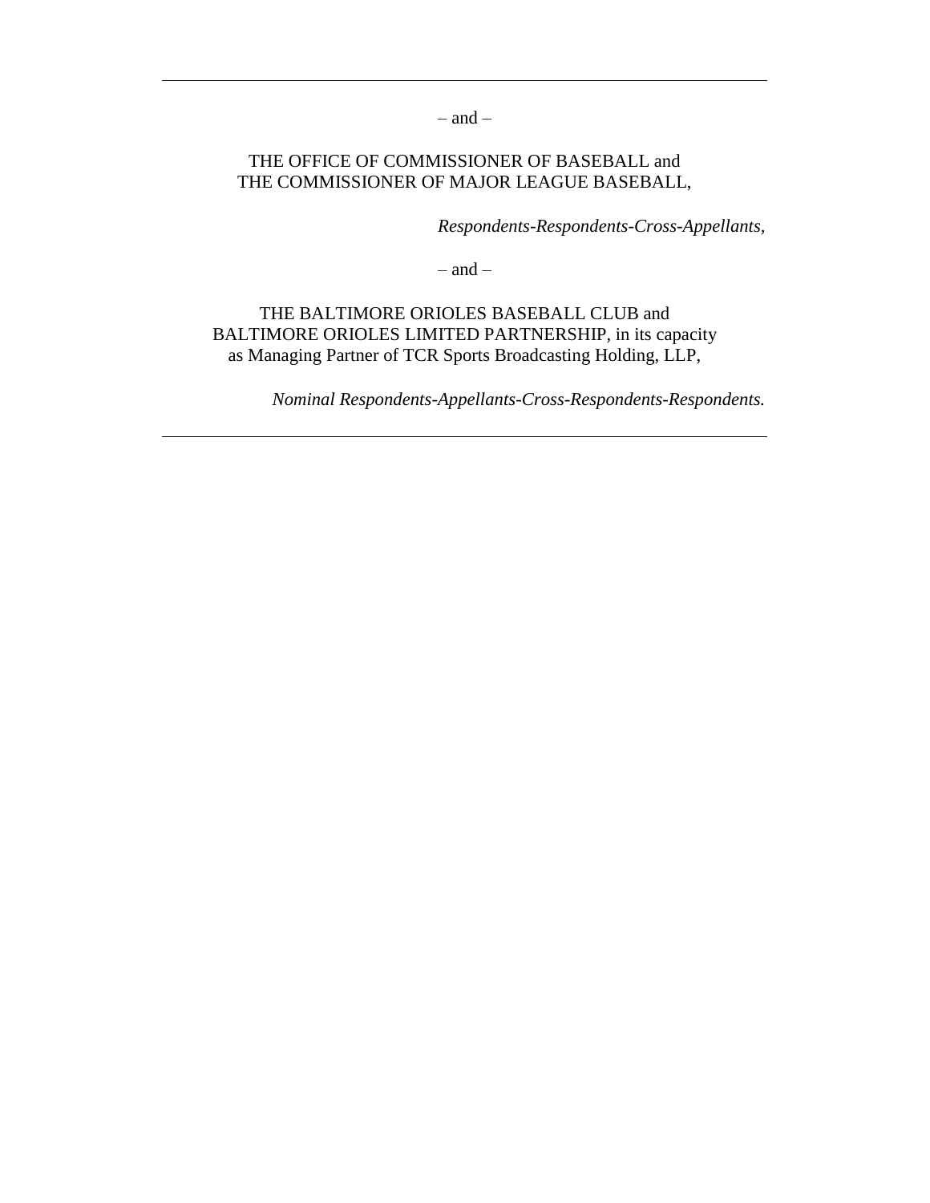---

– and –

THE OFFICE OF COMMISSIONER OF BASEBALL and
THE COMMISSIONER OF MAJOR LEAGUE BASEBALL,

*Respondents-Respondents-Cross-Appellants,*

– and –

THE BALTIMORE ORIOLES BASEBALL CLUB and
BALTIMORE ORIOLES LIMITED PARTNERSHIP, in its capacity
as Managing Partner of TCR Sports Broadcasting Holding, LLP,

*Nominal Respondents-Appellants-Cross-Respondents-Respondents.*

---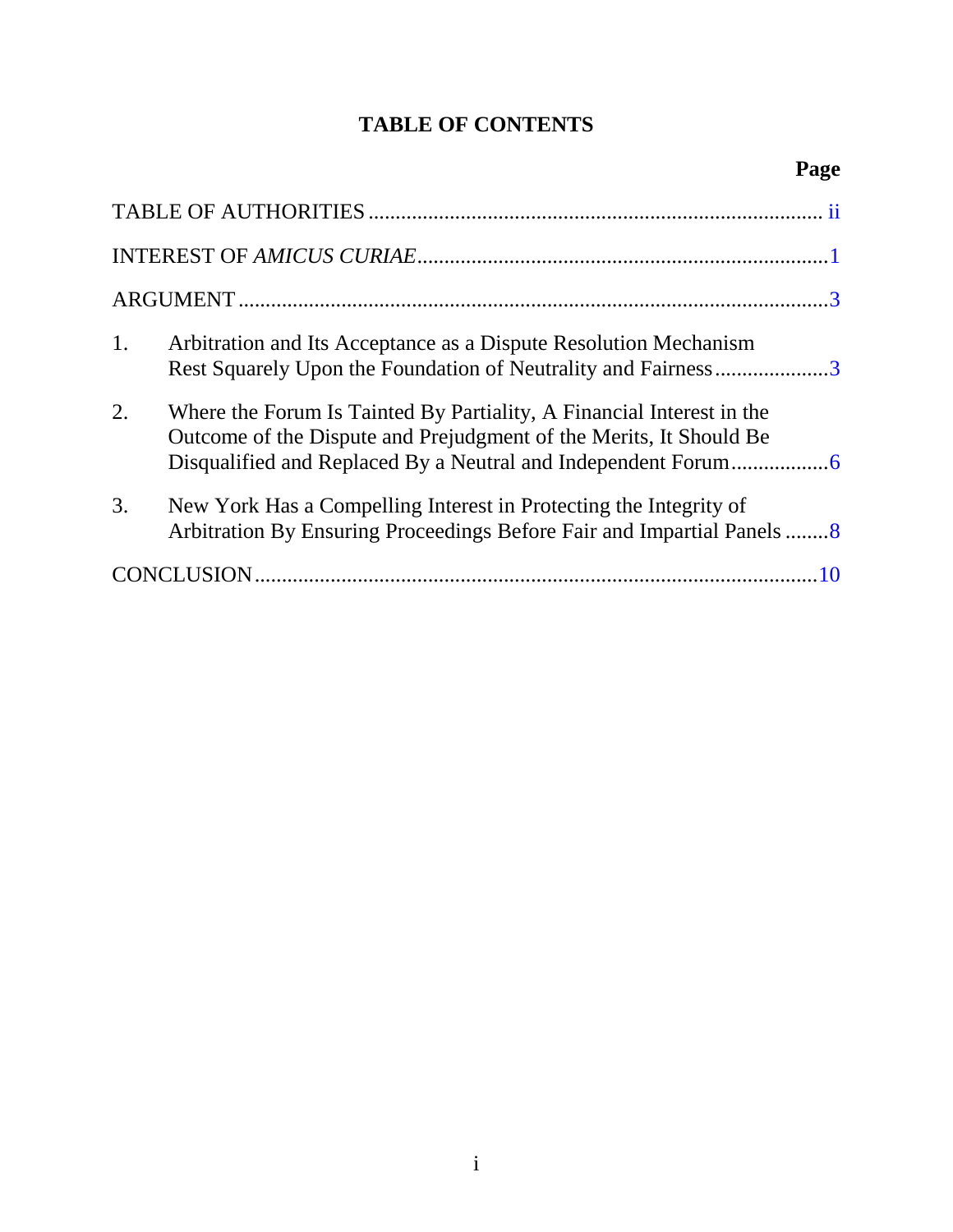# TABLE OF CONTENTS

| | Page |
|---|---|
| TABLE OF AUTHORITIES | ii |
| INTEREST OF *AMICUS CURIAE* | 1 |
| ARGUMENT | 3 |
| 1. Arbitration and Its Acceptance as a Dispute Resolution Mechanism Rest Squarely Upon the Foundation of Neutrality and Fairness | 3 |
| 2. Where the Forum Is Tainted By Partiality, A Financial Interest in the Outcome of the Dispute and Prejudgment of the Merits, It Should Be Disqualified and Replaced By a Neutral and Independent Forum | 6 |
| 3. New York Has a Compelling Interest in Protecting the Integrity of Arbitration By Ensuring Proceedings Before Fair and Impartial Panels | 8 |
| CONCLUSION | 10 |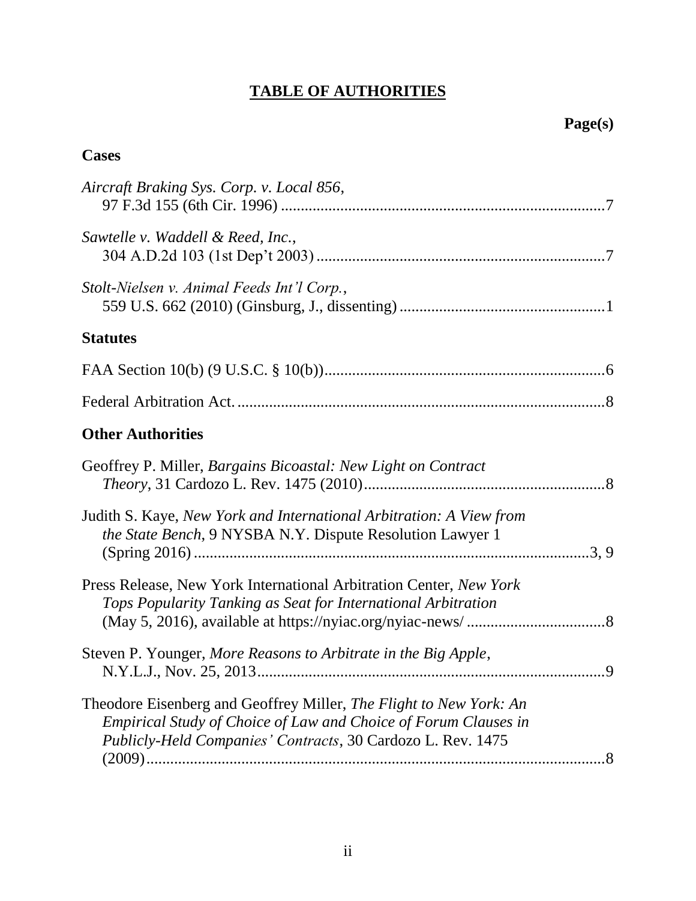# TABLE OF AUTHORITIES

**Page(s)**

## Cases

*Aircraft Braking Sys. Corp. v. Local 856*, 97 F.3d 155 (6th Cir. 1996) ....................7

*Sawtelle v. Waddell & Reed, Inc.*, 304 A.D.2d 103 (1st Dep't 2003) ....................7

*Stolt-Nielsen v. Animal Feeds Int'l Corp.*, 559 U.S. 662 (2010) (Ginsburg, J., dissenting) ....................1

## Statutes

FAA Section 10(b) (9 U.S.C. § 10(b)) ....................6

Federal Arbitration Act. ....................8

## Other Authorities

Geoffrey P. Miller, *Bargains Bicoastal: New Light on Contract Theory*, 31 Cardozo L. Rev. 1475 (2010) ....................8

Judith S. Kaye, *New York and International Arbitration: A View from the State Bench*, 9 NYSBA N.Y. Dispute Resolution Lawyer 1 (Spring 2016) ....................3, 9

Press Release, New York International Arbitration Center, *New York Tops Popularity Tanking as Seat for International Arbitration* (May 5, 2016), available at https://nyiac.org/nyiac-news/ ....................8

Steven P. Younger, *More Reasons to Arbitrate in the Big Apple*, N.Y.L.J., Nov. 25, 2013 ....................9

Theodore Eisenberg and Geoffrey Miller, *The Flight to New York: An Empirical Study of Choice of Law and Choice of Forum Clauses in Publicly-Held Companies' Contracts*, 30 Cardozo L. Rev. 1475 (2009) ....................8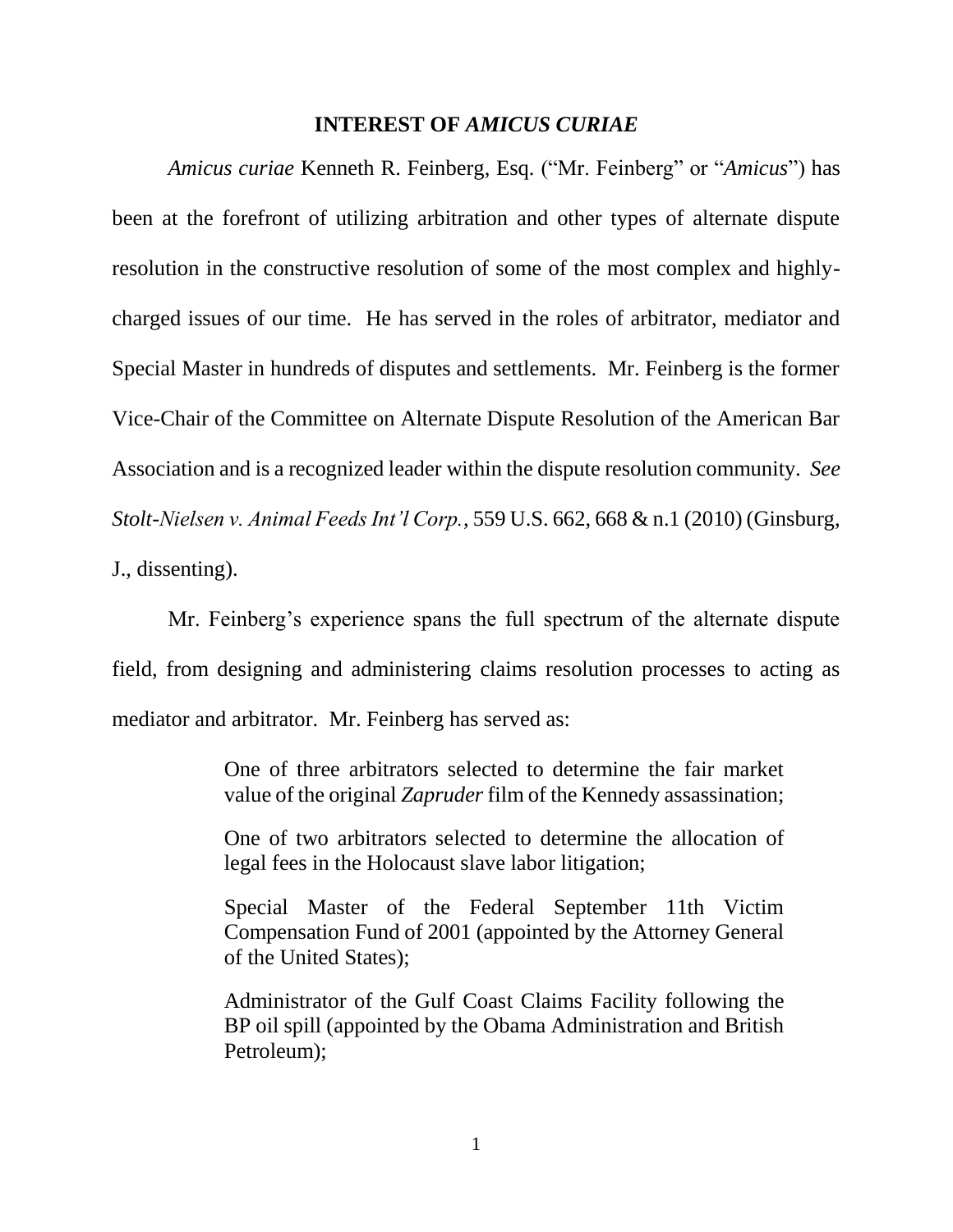## INTEREST OF *AMICUS CURIAE*

*Amicus curiae* Kenneth R. Feinberg, Esq. ("Mr. Feinberg" or "*Amicus*") has been at the forefront of utilizing arbitration and other types of alternate dispute resolution in the constructive resolution of some of the most complex and highly-charged issues of our time. He has served in the roles of arbitrator, mediator and Special Master in hundreds of disputes and settlements. Mr. Feinberg is the former Vice-Chair of the Committee on Alternate Dispute Resolution of the American Bar Association and is a recognized leader within the dispute resolution community. *See Stolt-Nielsen v. Animal Feeds Int'l Corp.*, 559 U.S. 662, 668 & n.1 (2010) (Ginsburg, J., dissenting).

Mr. Feinberg's experience spans the full spectrum of the alternate dispute field, from designing and administering claims resolution processes to acting as mediator and arbitrator. Mr. Feinberg has served as:

> One of three arbitrators selected to determine the fair market value of the original *Zapruder* film of the Kennedy assassination;
>
> One of two arbitrators selected to determine the allocation of legal fees in the Holocaust slave labor litigation;
>
> Special Master of the Federal September 11th Victim Compensation Fund of 2001 (appointed by the Attorney General of the United States);
>
> Administrator of the Gulf Coast Claims Facility following the BP oil spill (appointed by the Obama Administration and British Petroleum);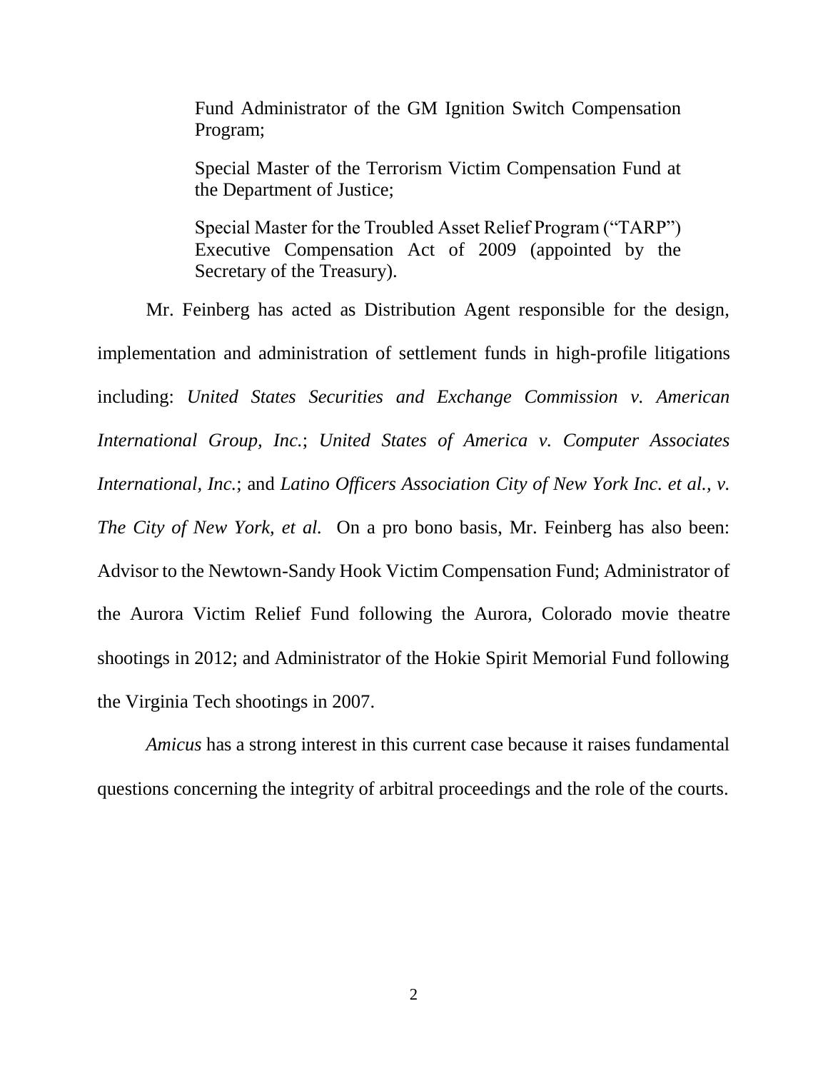> Fund Administrator of the GM Ignition Switch Compensation Program;
>
> Special Master of the Terrorism Victim Compensation Fund at the Department of Justice;
>
> Special Master for the Troubled Asset Relief Program ("TARP") Executive Compensation Act of 2009 (appointed by the Secretary of the Treasury).

Mr. Feinberg has acted as Distribution Agent responsible for the design, implementation and administration of settlement funds in high-profile litigations including: *United States Securities and Exchange Commission v. American International Group, Inc.*; *United States of America v. Computer Associates International, Inc.*; and *Latino Officers Association City of New York Inc. et al., v. The City of New York, et al.* On a pro bono basis, Mr. Feinberg has also been: Advisor to the Newtown-Sandy Hook Victim Compensation Fund; Administrator of the Aurora Victim Relief Fund following the Aurora, Colorado movie theatre shootings in 2012; and Administrator of the Hokie Spirit Memorial Fund following the Virginia Tech shootings in 2007.

*Amicus* has a strong interest in this current case because it raises fundamental questions concerning the integrity of arbitral proceedings and the role of the courts.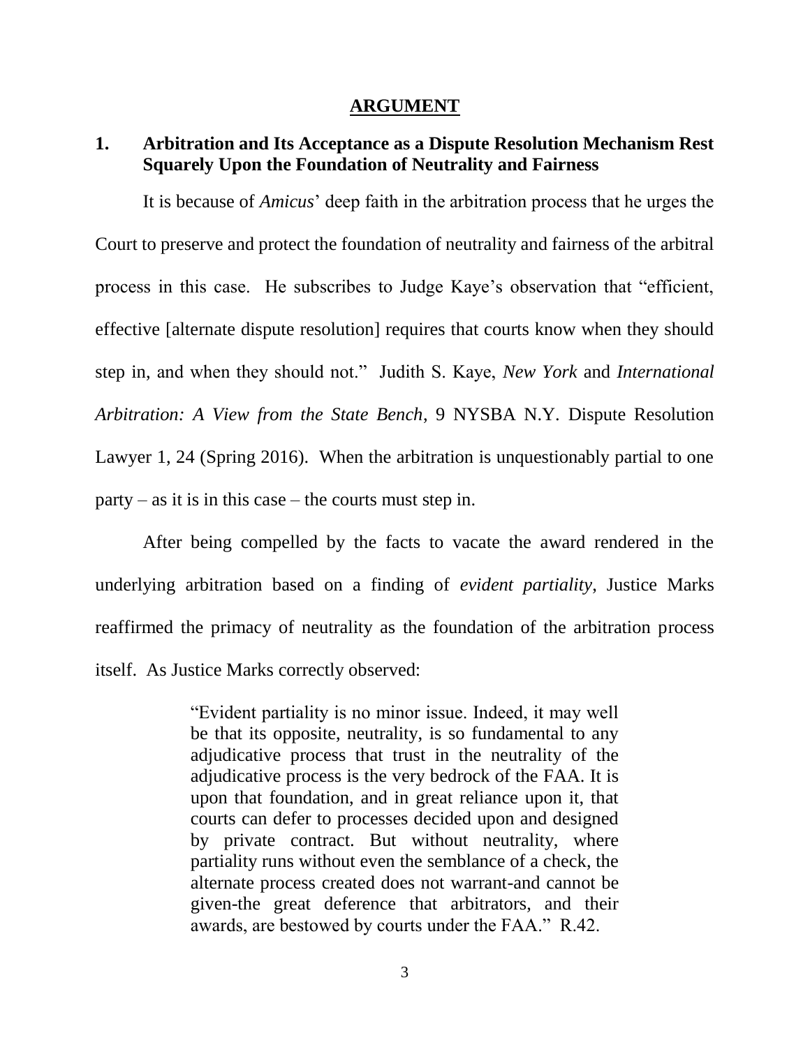## ARGUMENT

### 1. Arbitration and Its Acceptance as a Dispute Resolution Mechanism Rest Squarely Upon the Foundation of Neutrality and Fairness

It is because of *Amicus*' deep faith in the arbitration process that he urges the Court to preserve and protect the foundation of neutrality and fairness of the arbitral process in this case. He subscribes to Judge Kaye's observation that "efficient, effective [alternate dispute resolution] requires that courts know when they should step in, and when they should not." Judith S. Kaye, *New York* and *International Arbitration: A View from the State Bench*, 9 NYSBA N.Y. Dispute Resolution Lawyer 1, 24 (Spring 2016). When the arbitration is unquestionably partial to one party – as it is in this case – the courts must step in.

After being compelled by the facts to vacate the award rendered in the underlying arbitration based on a finding of *evident partiality*, Justice Marks reaffirmed the primacy of neutrality as the foundation of the arbitration process itself. As Justice Marks correctly observed:

> "Evident partiality is no minor issue. Indeed, it may well be that its opposite, neutrality, is so fundamental to any adjudicative process that trust in the neutrality of the adjudicative process is the very bedrock of the FAA. It is upon that foundation, and in great reliance upon it, that courts can defer to processes decided upon and designed by private contract. But without neutrality, where partiality runs without even the semblance of a check, the alternate process created does not warrant-and cannot be given-the great deference that arbitrators, and their awards, are bestowed by courts under the FAA." R.42.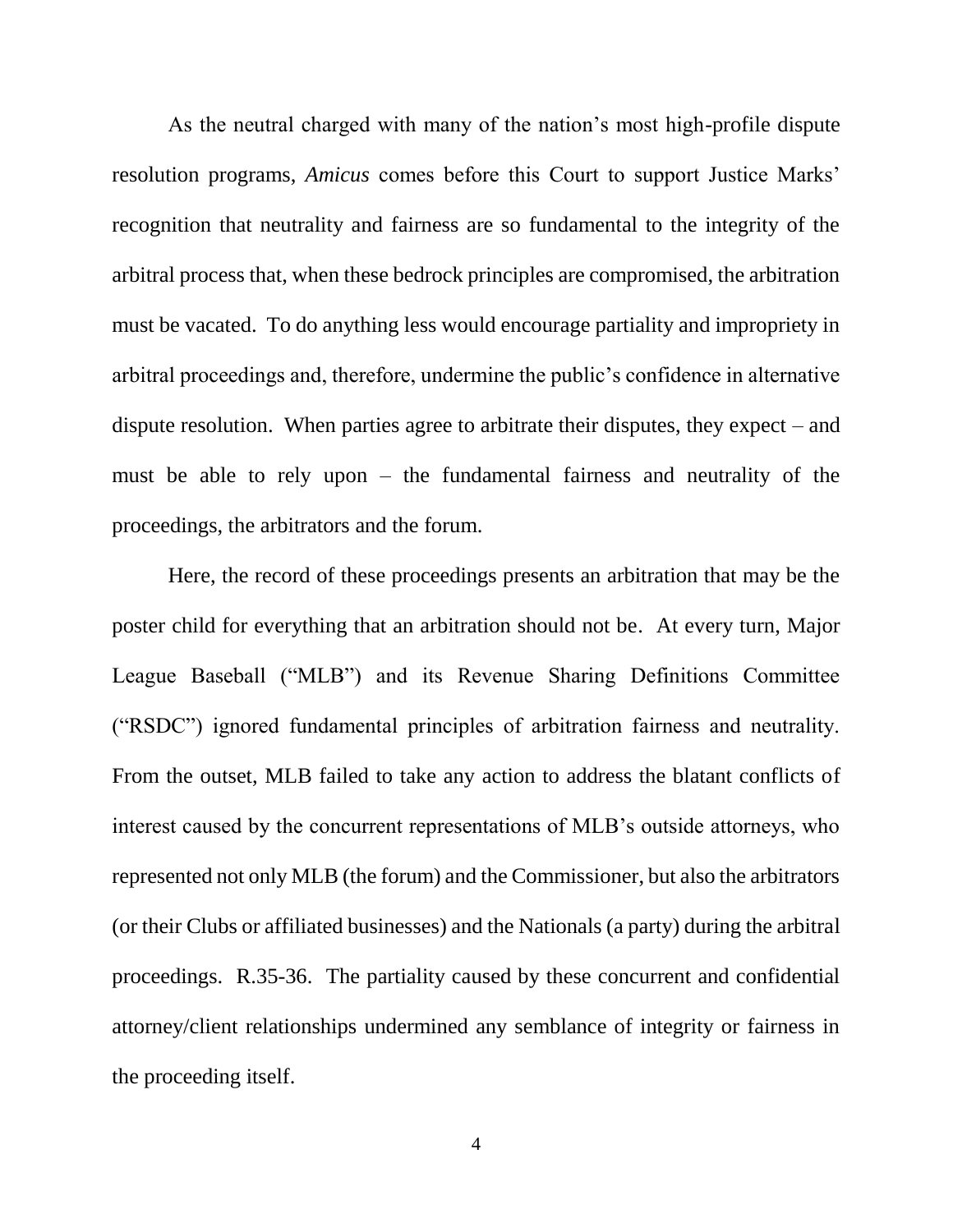As the neutral charged with many of the nation's most high-profile dispute resolution programs, *Amicus* comes before this Court to support Justice Marks' recognition that neutrality and fairness are so fundamental to the integrity of the arbitral process that, when these bedrock principles are compromised, the arbitration must be vacated. To do anything less would encourage partiality and impropriety in arbitral proceedings and, therefore, undermine the public's confidence in alternative dispute resolution. When parties agree to arbitrate their disputes, they expect – and must be able to rely upon – the fundamental fairness and neutrality of the proceedings, the arbitrators and the forum.

Here, the record of these proceedings presents an arbitration that may be the poster child for everything that an arbitration should not be. At every turn, Major League Baseball ("MLB") and its Revenue Sharing Definitions Committee ("RSDC") ignored fundamental principles of arbitration fairness and neutrality. From the outset, MLB failed to take any action to address the blatant conflicts of interest caused by the concurrent representations of MLB's outside attorneys, who represented not only MLB (the forum) and the Commissioner, but also the arbitrators (or their Clubs or affiliated businesses) and the Nationals (a party) during the arbitral proceedings. R.35-36. The partiality caused by these concurrent and confidential attorney/client relationships undermined any semblance of integrity or fairness in the proceeding itself.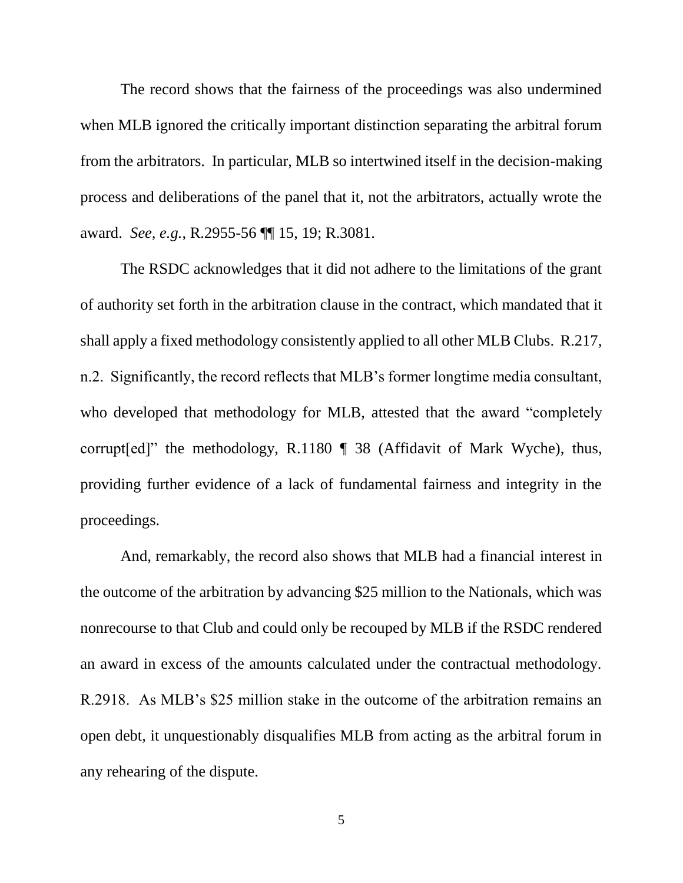The record shows that the fairness of the proceedings was also undermined when MLB ignored the critically important distinction separating the arbitral forum from the arbitrators. In particular, MLB so intertwined itself in the decision-making process and deliberations of the panel that it, not the arbitrators, actually wrote the award. *See, e.g.*, R.2955-56 ¶¶ 15, 19; R.3081.

The RSDC acknowledges that it did not adhere to the limitations of the grant of authority set forth in the arbitration clause in the contract, which mandated that it shall apply a fixed methodology consistently applied to all other MLB Clubs. R.217, n.2. Significantly, the record reflects that MLB's former longtime media consultant, who developed that methodology for MLB, attested that the award "completely corrupt[ed]" the methodology, R.1180 ¶ 38 (Affidavit of Mark Wyche), thus, providing further evidence of a lack of fundamental fairness and integrity in the proceedings.

And, remarkably, the record also shows that MLB had a financial interest in the outcome of the arbitration by advancing $25 million to the Nationals, which was nonrecourse to that Club and could only be recouped by MLB if the RSDC rendered an award in excess of the amounts calculated under the contractual methodology. R.2918. As MLB's $25 million stake in the outcome of the arbitration remains an open debt, it unquestionably disqualifies MLB from acting as the arbitral forum in any rehearing of the dispute.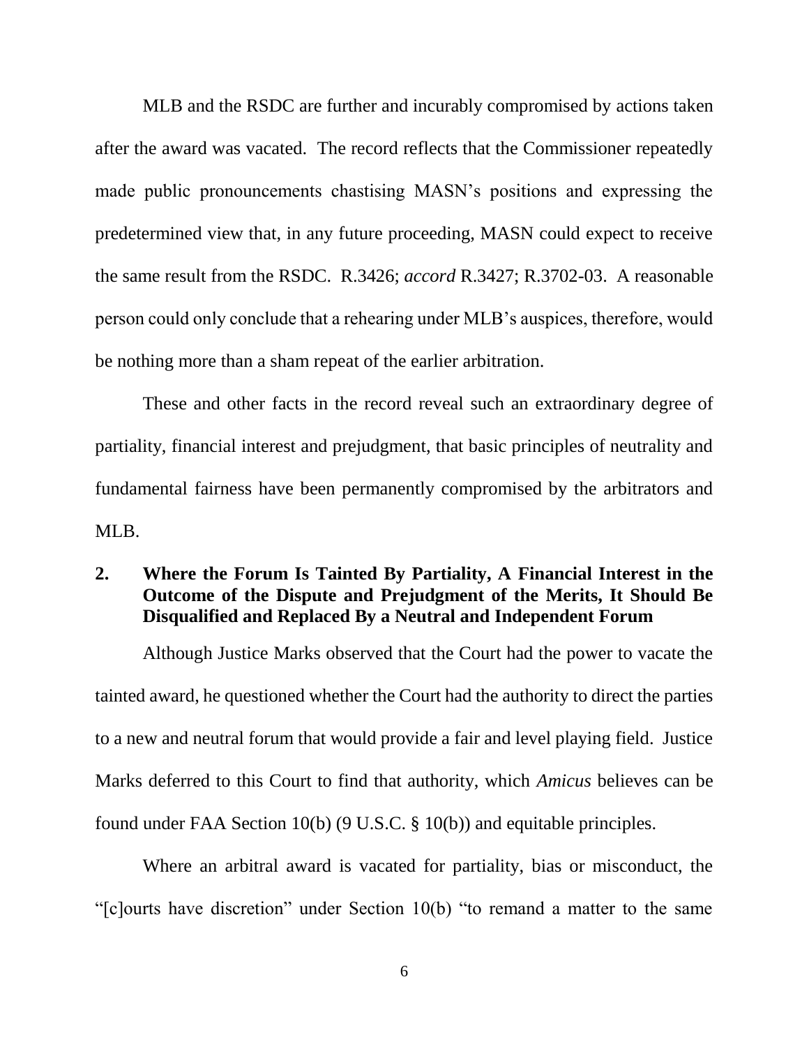MLB and the RSDC are further and incurably compromised by actions taken after the award was vacated. The record reflects that the Commissioner repeatedly made public pronouncements chastising MASN's positions and expressing the predetermined view that, in any future proceeding, MASN could expect to receive the same result from the RSDC. R.3426; *accord* R.3427; R.3702-03. A reasonable person could only conclude that a rehearing under MLB's auspices, therefore, would be nothing more than a sham repeat of the earlier arbitration.

These and other facts in the record reveal such an extraordinary degree of partiality, financial interest and prejudgment, that basic principles of neutrality and fundamental fairness have been permanently compromised by the arbitrators and MLB.

### 2. Where the Forum Is Tainted By Partiality, A Financial Interest in the Outcome of the Dispute and Prejudgment of the Merits, It Should Be Disqualified and Replaced By a Neutral and Independent Forum

Although Justice Marks observed that the Court had the power to vacate the tainted award, he questioned whether the Court had the authority to direct the parties to a new and neutral forum that would provide a fair and level playing field. Justice Marks deferred to this Court to find that authority, which *Amicus* believes can be found under FAA Section 10(b) (9 U.S.C. § 10(b)) and equitable principles.

Where an arbitral award is vacated for partiality, bias or misconduct, the "[c]ourts have discretion" under Section 10(b) "to remand a matter to the same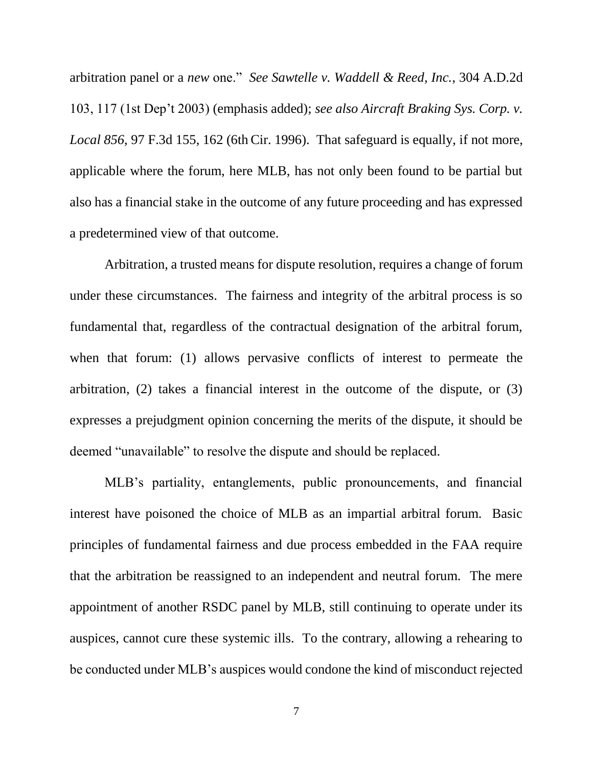arbitration panel or a *new* one." *See Sawtelle v. Waddell & Reed, Inc.*, 304 A.D.2d 103, 117 (1st Dep't 2003) (emphasis added); *see also Aircraft Braking Sys. Corp. v. Local 856*, 97 F.3d 155, 162 (6th Cir. 1996). That safeguard is equally, if not more, applicable where the forum, here MLB, has not only been found to be partial but also has a financial stake in the outcome of any future proceeding and has expressed a predetermined view of that outcome.

Arbitration, a trusted means for dispute resolution, requires a change of forum under these circumstances. The fairness and integrity of the arbitral process is so fundamental that, regardless of the contractual designation of the arbitral forum, when that forum: (1) allows pervasive conflicts of interest to permeate the arbitration, (2) takes a financial interest in the outcome of the dispute, or (3) expresses a prejudgment opinion concerning the merits of the dispute, it should be deemed "unavailable" to resolve the dispute and should be replaced.

MLB's partiality, entanglements, public pronouncements, and financial interest have poisoned the choice of MLB as an impartial arbitral forum. Basic principles of fundamental fairness and due process embedded in the FAA require that the arbitration be reassigned to an independent and neutral forum. The mere appointment of another RSDC panel by MLB, still continuing to operate under its auspices, cannot cure these systemic ills. To the contrary, allowing a rehearing to be conducted under MLB's auspices would condone the kind of misconduct rejected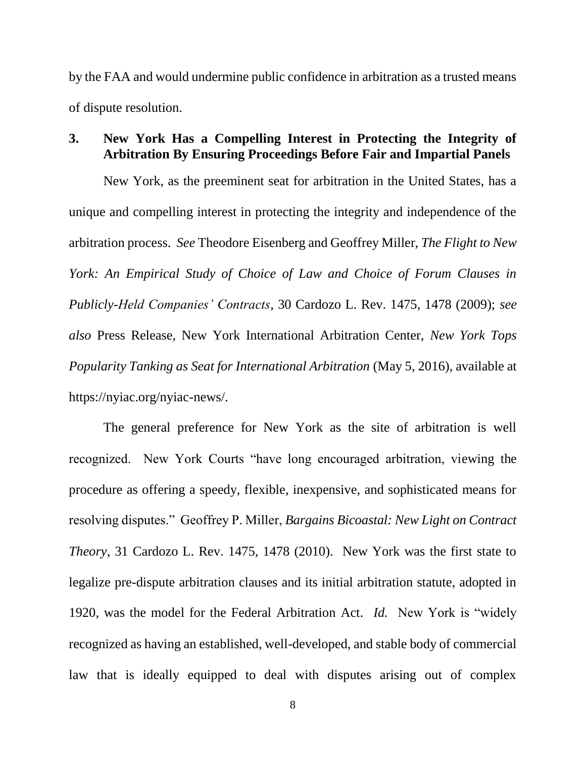by the FAA and would undermine public confidence in arbitration as a trusted means of dispute resolution.

### 3. New York Has a Compelling Interest in Protecting the Integrity of Arbitration By Ensuring Proceedings Before Fair and Impartial Panels

New York, as the preeminent seat for arbitration in the United States, has a unique and compelling interest in protecting the integrity and independence of the arbitration process. *See* Theodore Eisenberg and Geoffrey Miller, *The Flight to New York: An Empirical Study of Choice of Law and Choice of Forum Clauses in Publicly-Held Companies' Contracts*, 30 Cardozo L. Rev. 1475, 1478 (2009); *see also* Press Release, New York International Arbitration Center, *New York Tops Popularity Tanking as Seat for International Arbitration* (May 5, 2016), available at https://nyiac.org/nyiac-news/.

The general preference for New York as the site of arbitration is well recognized. New York Courts "have long encouraged arbitration, viewing the procedure as offering a speedy, flexible, inexpensive, and sophisticated means for resolving disputes." Geoffrey P. Miller, *Bargains Bicoastal: New Light on Contract Theory*, 31 Cardozo L. Rev. 1475, 1478 (2010). New York was the first state to legalize pre-dispute arbitration clauses and its initial arbitration statute, adopted in 1920, was the model for the Federal Arbitration Act. *Id.* New York is "widely recognized as having an established, well-developed, and stable body of commercial law that is ideally equipped to deal with disputes arising out of complex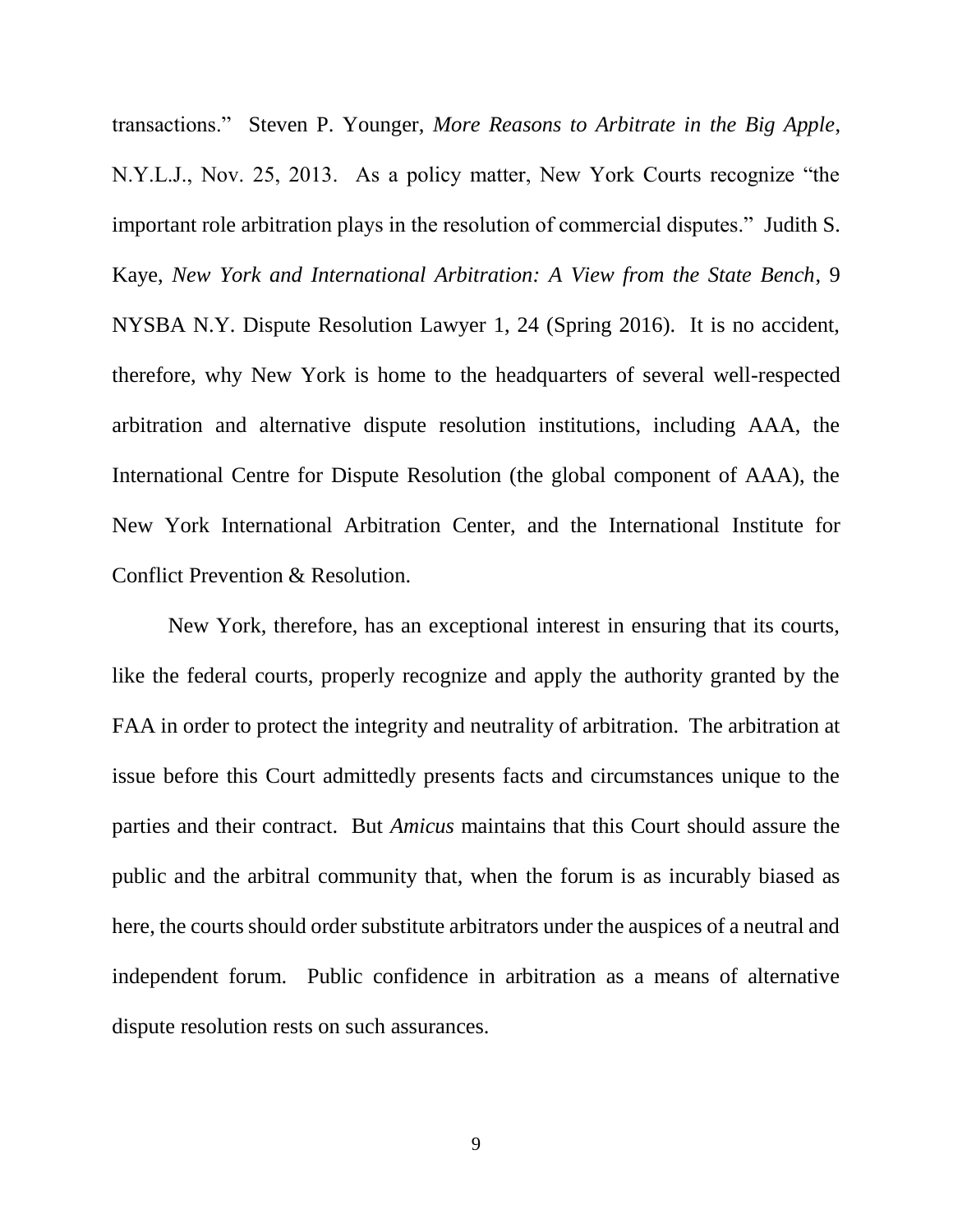transactions." Steven P. Younger, *More Reasons to Arbitrate in the Big Apple*, N.Y.L.J., Nov. 25, 2013. As a policy matter, New York Courts recognize "the important role arbitration plays in the resolution of commercial disputes." Judith S. Kaye, *New York and International Arbitration: A View from the State Bench*, 9 NYSBA N.Y. Dispute Resolution Lawyer 1, 24 (Spring 2016). It is no accident, therefore, why New York is home to the headquarters of several well-respected arbitration and alternative dispute resolution institutions, including AAA, the International Centre for Dispute Resolution (the global component of AAA), the New York International Arbitration Center, and the International Institute for Conflict Prevention & Resolution.

New York, therefore, has an exceptional interest in ensuring that its courts, like the federal courts, properly recognize and apply the authority granted by the FAA in order to protect the integrity and neutrality of arbitration. The arbitration at issue before this Court admittedly presents facts and circumstances unique to the parties and their contract. But *Amicus* maintains that this Court should assure the public and the arbitral community that, when the forum is as incurably biased as here, the courts should order substitute arbitrators under the auspices of a neutral and independent forum. Public confidence in arbitration as a means of alternative dispute resolution rests on such assurances.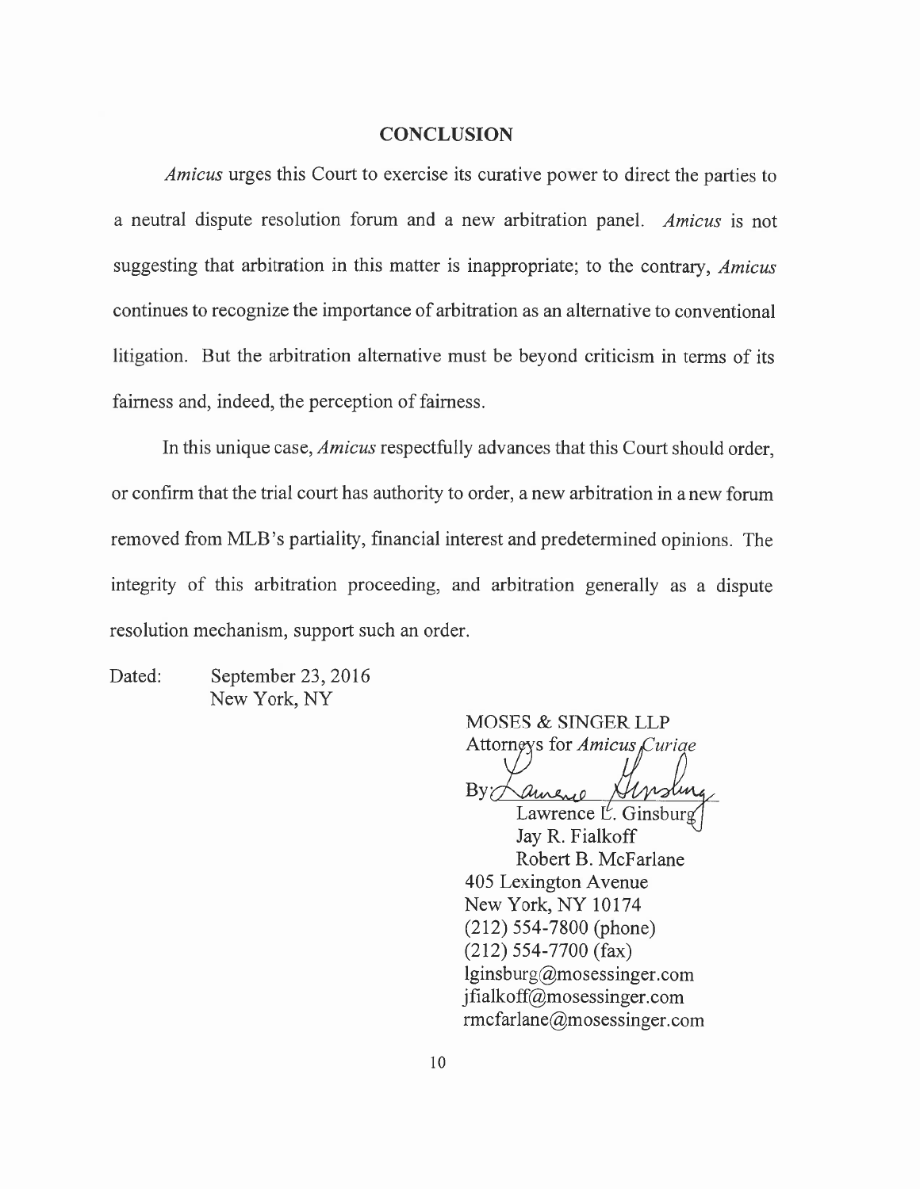## CONCLUSION

*Amicus* urges this Court to exercise its curative power to direct the parties to a neutral dispute resolution forum and a new arbitration panel. *Amicus* is not suggesting that arbitration in this matter is inappropriate; to the contrary, *Amicus* continues to recognize the importance of arbitration as an alternative to conventional litigation. But the arbitration alternative must be beyond criticism in terms of its fairness and, indeed, the perception of fairness.

In this unique case, *Amicus* respectfully advances that this Court should order, or confirm that the trial court has authority to order, a new arbitration in a new forum removed from MLB's partiality, financial interest and predetermined opinions. The integrity of this arbitration proceeding, and arbitration generally as a dispute resolution mechanism, support such an order.

Dated: September 23, 2016
New York, NY

MOSES & SINGER LLP
Attorneys for *Amicus Curiae*

By: Lawrence Ginsburg

Lawrence L. Ginsburg
Jay R. Fialkoff
Robert B. McFarlane
405 Lexington Avenue
New York, NY 10174
(212) 554-7800 (phone)
(212) 554-7700 (fax)
lginsburg@mosessinger.com
jfialkoff@mosessinger.com
rmcfarlane@mosessinger.com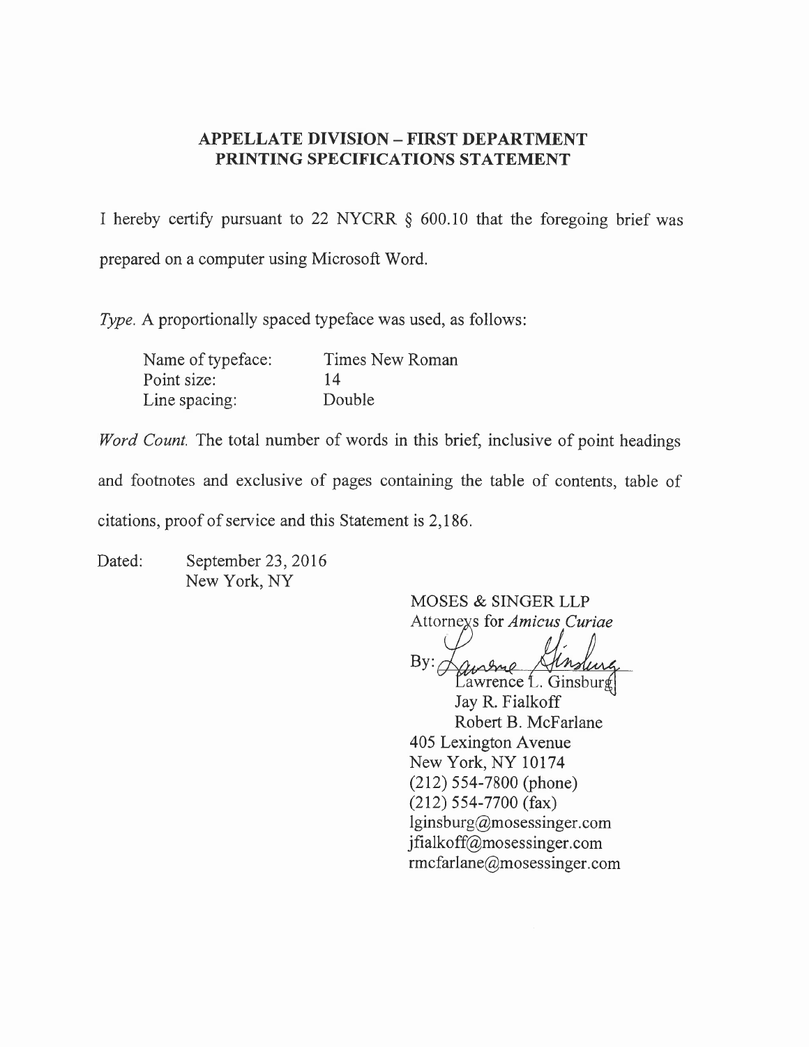**APPELLATE DIVISION – FIRST DEPARTMENT**
**PRINTING SPECIFICATIONS STATEMENT**

I hereby certify pursuant to 22 NYCRR § 600.10 that the foregoing brief was prepared on a computer using Microsoft Word.

*Type.* A proportionally spaced typeface was used, as follows:

| | |
|---|---|
| Name of typeface: | Times New Roman |
| Point size: | 14 |
| Line spacing: | Double |

*Word Count.* The total number of words in this brief, inclusive of point headings and footnotes and exclusive of pages containing the table of contents, table of citations, proof of service and this Statement is 2,186.

Dated: September 23, 2016
New York, NY

MOSES & SINGER LLP
Attorneys for *Amicus Curiae*

By: Lawrence L. Ginsburg

Lawrence L. Ginsburg
Jay R. Fialkoff
Robert B. McFarlane
405 Lexington Avenue
New York, NY 10174
(212) 554-7800 (phone)
(212) 554-7700 (fax)
lginsburg@mosessinger.com
jfialkoff@mosessinger.com
rmcfarlane@mosessinger.com